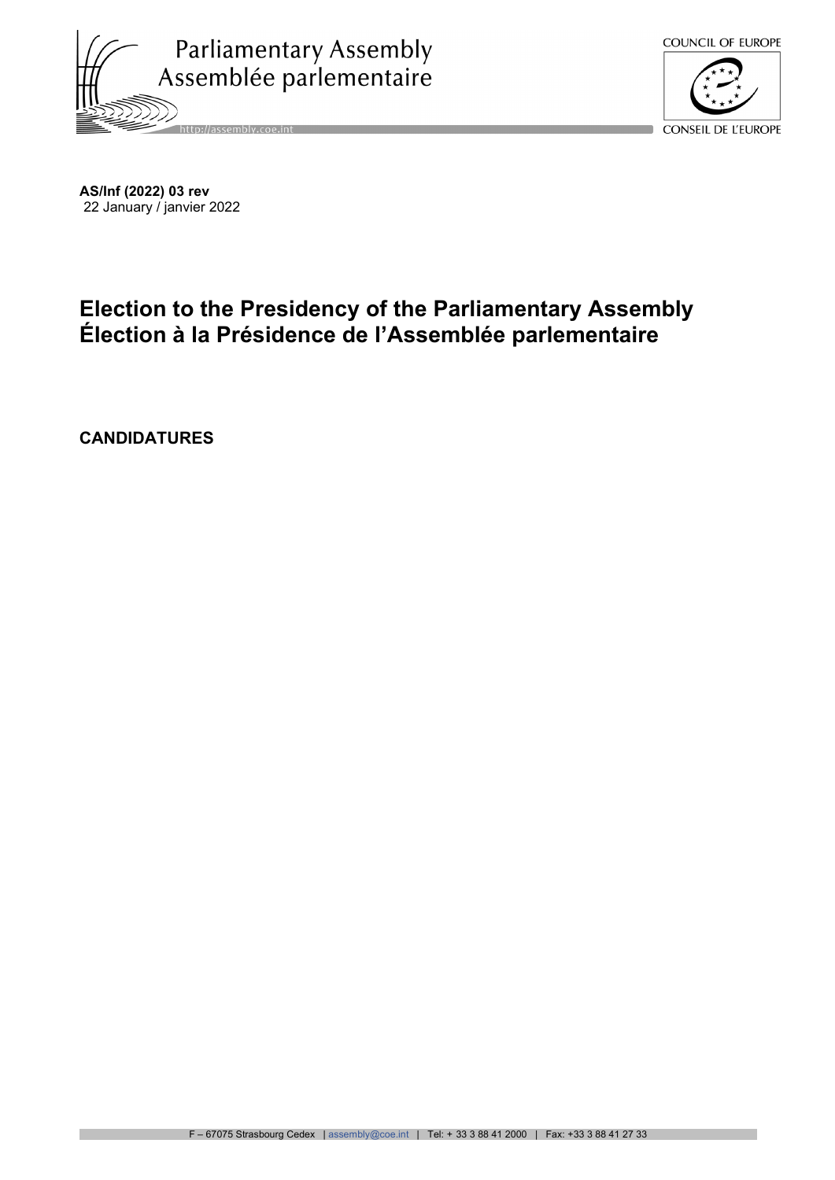Parliamentary Assembly
Assemblée parlementaire

COUNCIL OF EUROPE
CONSEIL DE L'EUROPE

**AS/Inf (2022) 03 rev**
22 January / janvier 2022

# Election to the Presidency of the Parliamentary Assembly
# Élection à la Présidence de l'Assemblée parlementaire

**CANDIDATURES**

F – 67075 Strasbourg Cedex | assembly@coe.int | Tel: + 33 3 88 41 2000 | Fax: +33 3 88 41 27 33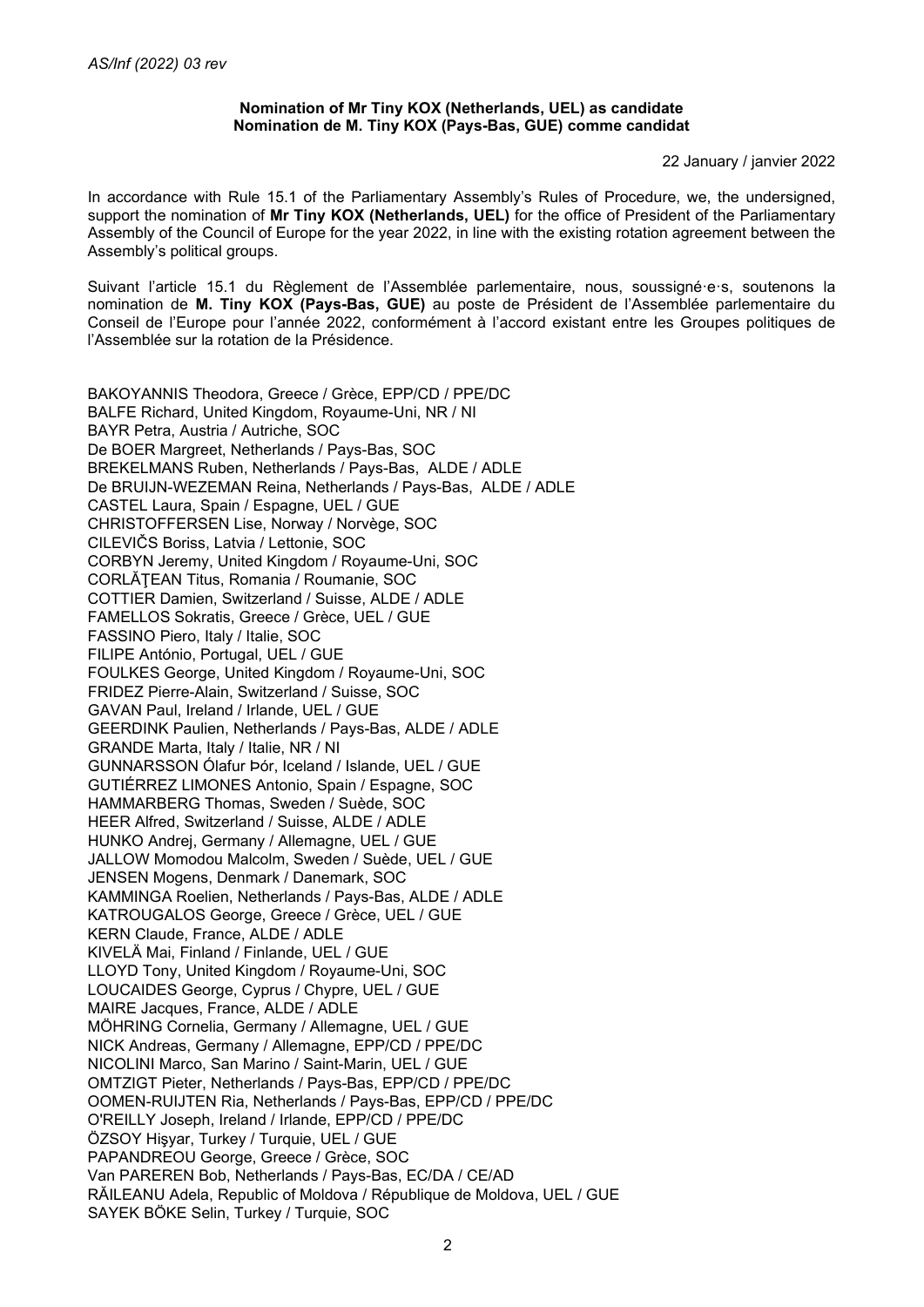*AS/Inf (2022) 03 rev*

**Nomination of Mr Tiny KOX (Netherlands, UEL) as candidate**
**Nomination de M. Tiny KOX (Pays-Bas, GUE) comme candidat**

22 January / janvier 2022

In accordance with Rule 15.1 of the Parliamentary Assembly's Rules of Procedure, we, the undersigned, support the nomination of **Mr Tiny KOX (Netherlands, UEL)** for the office of President of the Parliamentary Assembly of the Council of Europe for the year 2022, in line with the existing rotation agreement between the Assembly's political groups.

Suivant l'article 15.1 du Règlement de l'Assemblée parlementaire, nous, soussigné·e·s, soutenons la nomination de **M. Tiny KOX (Pays-Bas, GUE)** au poste de Président de l'Assemblée parlementaire du Conseil de l'Europe pour l'année 2022, conformément à l'accord existant entre les Groupes politiques de l'Assemblée sur la rotation de la Présidence.

BAKOYANNIS Theodora, Greece / Grèce, EPP/CD / PPE/DC
BALFE Richard, United Kingdom, Royaume-Uni, NR / NI
BAYR Petra, Austria / Autriche, SOC
De BOER Margreet, Netherlands / Pays-Bas, SOC
BREKELMANS Ruben, Netherlands / Pays-Bas, ALDE / ADLE
De BRUIJN-WEZEMAN Reina, Netherlands / Pays-Bas, ALDE / ADLE
CASTEL Laura, Spain / Espagne, UEL / GUE
CHRISTOFFERSEN Lise, Norway / Norvège, SOC
CILEVIČS Boriss, Latvia / Lettonie, SOC
CORBYN Jeremy, United Kingdom / Royaume-Uni, SOC
CORLĂŢEAN Titus, Romania / Roumanie, SOC
COTTIER Damien, Switzerland / Suisse, ALDE / ADLE
FAMELLOS Sokratis, Greece / Grèce, UEL / GUE
FASSINO Piero, Italy / Italie, SOC
FILIPE António, Portugal, UEL / GUE
FOULKES George, United Kingdom / Royaume-Uni, SOC
FRIDEZ Pierre-Alain, Switzerland / Suisse, SOC
GAVAN Paul, Ireland / Irlande, UEL / GUE
GEERDINK Paulien, Netherlands / Pays-Bas, ALDE / ADLE
GRANDE Marta, Italy / Italie, NR / NI
GUNNARSSON Ólafur Þór, Iceland / Islande, UEL / GUE
GUTIÉRREZ LIMONES Antonio, Spain / Espagne, SOC
HAMMARBERG Thomas, Sweden / Suède, SOC
HEER Alfred, Switzerland / Suisse, ALDE / ADLE
HUNKO Andrej, Germany / Allemagne, UEL / GUE
JALLOW Momodou Malcolm, Sweden / Suède, UEL / GUE
JENSEN Mogens, Denmark / Danemark, SOC
KAMMINGA Roelien, Netherlands / Pays-Bas, ALDE / ADLE
KATROUGALOS George, Greece / Grèce, UEL / GUE
KERN Claude, France, ALDE / ADLE
KIVELÄ Mai, Finland / Finlande, UEL / GUE
LLOYD Tony, United Kingdom / Royaume-Uni, SOC
LOUCAIDES George, Cyprus / Chypre, UEL / GUE
MAIRE Jacques, France, ALDE / ADLE
MÖHRING Cornelia, Germany / Allemagne, UEL / GUE
NICK Andreas, Germany / Allemagne, EPP/CD / PPE/DC
NICOLINI Marco, San Marino / Saint-Marin, UEL / GUE
OMTZIGT Pieter, Netherlands / Pays-Bas, EPP/CD / PPE/DC
OOMEN-RUIJTEN Ria, Netherlands / Pays-Bas, EPP/CD / PPE/DC
O'REILLY Joseph, Ireland / Irlande, EPP/CD / PPE/DC
ÖZSOY Hişyar, Turkey / Turquie, UEL / GUE
PAPANDREOU George, Greece / Grèce, SOC
Van PAREREN Bob, Netherlands / Pays-Bas, EC/DA / CE/AD
RĂILEANU Adela, Republic of Moldova / République de Moldova, UEL / GUE
SAYEK BÖKE Selin, Turkey / Turquie, SOC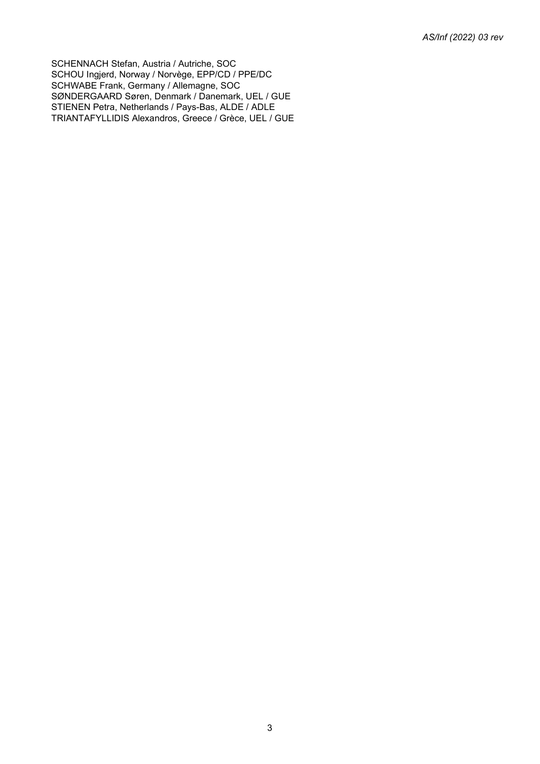SCHENNACH Stefan, Austria / Autriche, SOC
SCHOU Ingjerd, Norway / Norvège, EPP/CD / PPE/DC
SCHWABE Frank, Germany / Allemagne, SOC
SØNDERGAARD Søren, Denmark / Danemark, UEL / GUE
STIENEN Petra, Netherlands / Pays-Bas, ALDE / ADLE
TRIANTAFYLLIDIS Alexandros, Greece / Grèce, UEL / GUE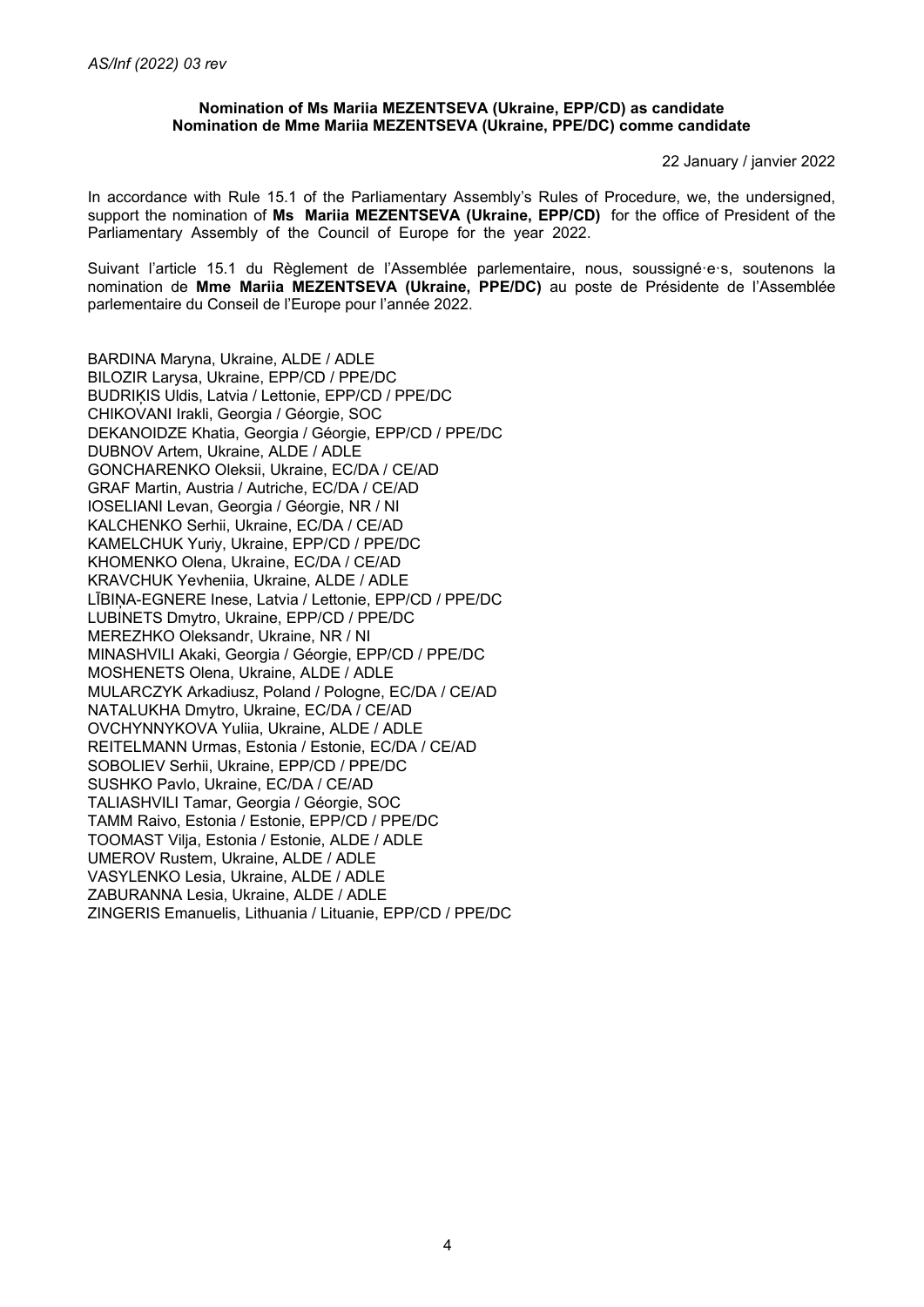*AS/Inf (2022) 03 rev*

**Nomination of Ms Mariia MEZENTSEVA (Ukraine, EPP/CD) as candidate**
**Nomination de Mme Mariia MEZENTSEVA (Ukraine, PPE/DC) comme candidate**

22 January / janvier 2022

In accordance with Rule 15.1 of the Parliamentary Assembly's Rules of Procedure, we, the undersigned, support the nomination of **Ms Mariia MEZENTSEVA (Ukraine, EPP/CD)** for the office of President of the Parliamentary Assembly of the Council of Europe for the year 2022.

Suivant l'article 15.1 du Règlement de l'Assemblée parlementaire, nous, soussigné·e·s, soutenons la nomination de **Mme Mariia MEZENTSEVA (Ukraine, PPE/DC)** au poste de Présidente de l'Assemblée parlementaire du Conseil de l'Europe pour l'année 2022.

BARDINA Maryna, Ukraine, ALDE / ADLE
BILOZIR Larysa, Ukraine, EPP/CD / PPE/DC
BUDRIĶIS Uldis, Latvia / Lettonie, EPP/CD / PPE/DC
CHIKOVANI Irakli, Georgia / Géorgie, SOC
DEKANOIDZE Khatia, Georgia / Géorgie, EPP/CD / PPE/DC
DUBNOV Artem, Ukraine, ALDE / ADLE
GONCHARENKO Oleksii, Ukraine, EC/DA / CE/AD
GRAF Martin, Austria / Autriche, EC/DA / CE/AD
IOSELIANI Levan, Georgia / Géorgie, NR / NI
KALCHENKO Serhii, Ukraine, EC/DA / CE/AD
KAMELCHUK Yuriy, Ukraine, EPP/CD / PPE/DC
KHOMENKO Olena, Ukraine, EC/DA / CE/AD
KRAVCHUK Yevheniia, Ukraine, ALDE / ADLE
LĪBIŅA-EGNERE Inese, Latvia / Lettonie, EPP/CD / PPE/DC
LUBINETS Dmytro, Ukraine, EPP/CD / PPE/DC
MEREZHKO Oleksandr, Ukraine, NR / NI
MINASHVILI Akaki, Georgia / Géorgie, EPP/CD / PPE/DC
MOSHENETS Olena, Ukraine, ALDE / ADLE
MULARCZYK Arkadiusz, Poland / Pologne, EC/DA / CE/AD
NATALUKHA Dmytro, Ukraine, EC/DA / CE/AD
OVCHYNNYKOVA Yuliia, Ukraine, ALDE / ADLE
REITELMANN Urmas, Estonia / Estonie, EC/DA / CE/AD
SOBOLIEV Serhii, Ukraine, EPP/CD / PPE/DC
SUSHKO Pavlo, Ukraine, EC/DA / CE/AD
TALIASHVILI Tamar, Georgia / Géorgie, SOC
TAMM Raivo, Estonia / Estonie, EPP/CD / PPE/DC
TOOMAST Vilja, Estonia / Estonie, ALDE / ADLE
UMEROV Rustem, Ukraine, ALDE / ADLE
VASYLENKO Lesia, Ukraine, ALDE / ADLE
ZABURANNA Lesia, Ukraine, ALDE / ADLE
ZINGERIS Emanuelis, Lithuania / Lituanie, EPP/CD / PPE/DC